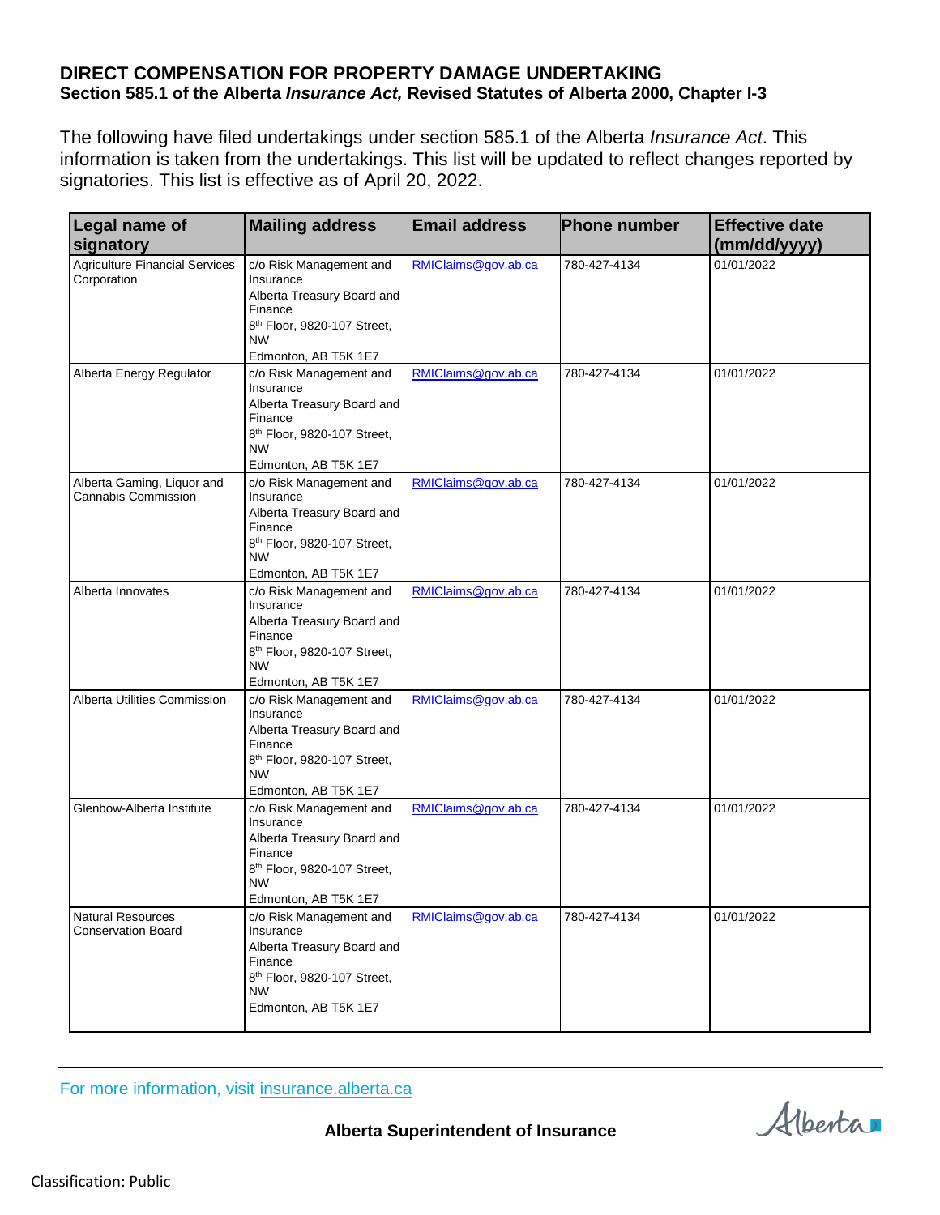**DIRECT COMPENSATION FOR PROPERTY DAMAGE UNDERTAKING**
**Section 585.1 of the Alberta *Insurance Act,* Revised Statutes of Alberta 2000, Chapter I-3**

The following have filed undertakings under section 585.1 of the Alberta *Insurance Act*. This information is taken from the undertakings. This list will be updated to reflect changes reported by signatories. This list is effective as of April 20, 2022.

| Legal name of signatory | Mailing address | Email address | Phone number | Effective date (mm/dd/yyyy) |
|---|---|---|---|---|
| Agriculture Financial Services Corporation | c/o Risk Management and Insurance<br>Alberta Treasury Board and Finance<br>8th Floor, 9820-107 Street, NW<br>Edmonton, AB T5K 1E7 | RMIClaims@gov.ab.ca | 780-427-4134 | 01/01/2022 |
| Alberta Energy Regulator | c/o Risk Management and Insurance<br>Alberta Treasury Board and Finance<br>8th Floor, 9820-107 Street, NW<br>Edmonton, AB T5K 1E7 | RMIClaims@gov.ab.ca | 780-427-4134 | 01/01/2022 |
| Alberta Gaming, Liquor and Cannabis Commission | c/o Risk Management and Insurance<br>Alberta Treasury Board and Finance<br>8th Floor, 9820-107 Street, NW<br>Edmonton, AB T5K 1E7 | RMIClaims@gov.ab.ca | 780-427-4134 | 01/01/2022 |
| Alberta Innovates | c/o Risk Management and Insurance<br>Alberta Treasury Board and Finance<br>8th Floor, 9820-107 Street, NW<br>Edmonton, AB T5K 1E7 | RMIClaims@gov.ab.ca | 780-427-4134 | 01/01/2022 |
| Alberta Utilities Commission | c/o Risk Management and Insurance<br>Alberta Treasury Board and Finance<br>8th Floor, 9820-107 Street, NW<br>Edmonton, AB T5K 1E7 | RMIClaims@gov.ab.ca | 780-427-4134 | 01/01/2022 |
| Glenbow-Alberta Institute | c/o Risk Management and Insurance<br>Alberta Treasury Board and Finance<br>8th Floor, 9820-107 Street, NW<br>Edmonton, AB T5K 1E7 | RMIClaims@gov.ab.ca | 780-427-4134 | 01/01/2022 |
| Natural Resources Conservation Board | c/o Risk Management and Insurance<br>Alberta Treasury Board and Finance<br>8th Floor, 9820-107 Street, NW<br>Edmonton, AB T5K 1E7 | RMIClaims@gov.ab.ca | 780-427-4134 | 01/01/2022 |

For more information, visit insurance.alberta.ca

**Alberta Superintendent of Insurance**

Classification: Public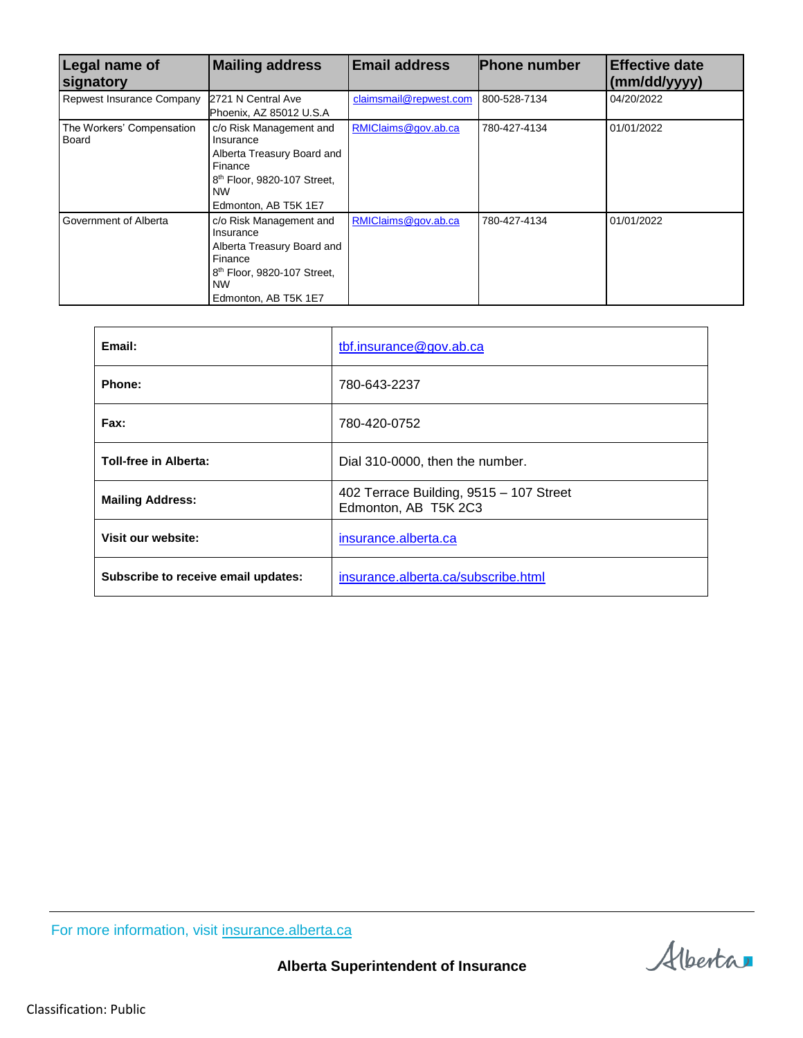| Legal name of signatory | Mailing address | Email address | Phone number | Effective date (mm/dd/yyyy) |
|---|---|---|---|---|
| Repwest Insurance Company | 2721 N Central Ave Phoenix, AZ 85012 U.S.A | claimsmail@repwest.com | 800-528-7134 | 04/20/2022 |
| The Workers' Compensation Board | c/o Risk Management and Insurance Alberta Treasury Board and Finance 8th Floor, 9820-107 Street, NW Edmonton, AB T5K 1E7 | RMIClaims@gov.ab.ca | 780-427-4134 | 01/01/2022 |
| Government of Alberta | c/o Risk Management and Insurance Alberta Treasury Board and Finance 8th Floor, 9820-107 Street, NW Edmonton, AB T5K 1E7 | RMIClaims@gov.ab.ca | 780-427-4134 | 01/01/2022 |

| | |
|---|---|
| **Email:** | tbf.insurance@gov.ab.ca |
| **Phone:** | 780-643-2237 |
| **Fax:** | 780-420-0752 |
| **Toll-free in Alberta:** | Dial 310-0000, then the number. |
| **Mailing Address:** | 402 Terrace Building, 9515 – 107 Street Edmonton, AB T5K 2C3 |
| **Visit our website:** | insurance.alberta.ca |
| **Subscribe to receive email updates:** | insurance.alberta.ca/subscribe.html |

For more information, visit insurance.alberta.ca

**Alberta Superintendent of Insurance**

Classification: Public